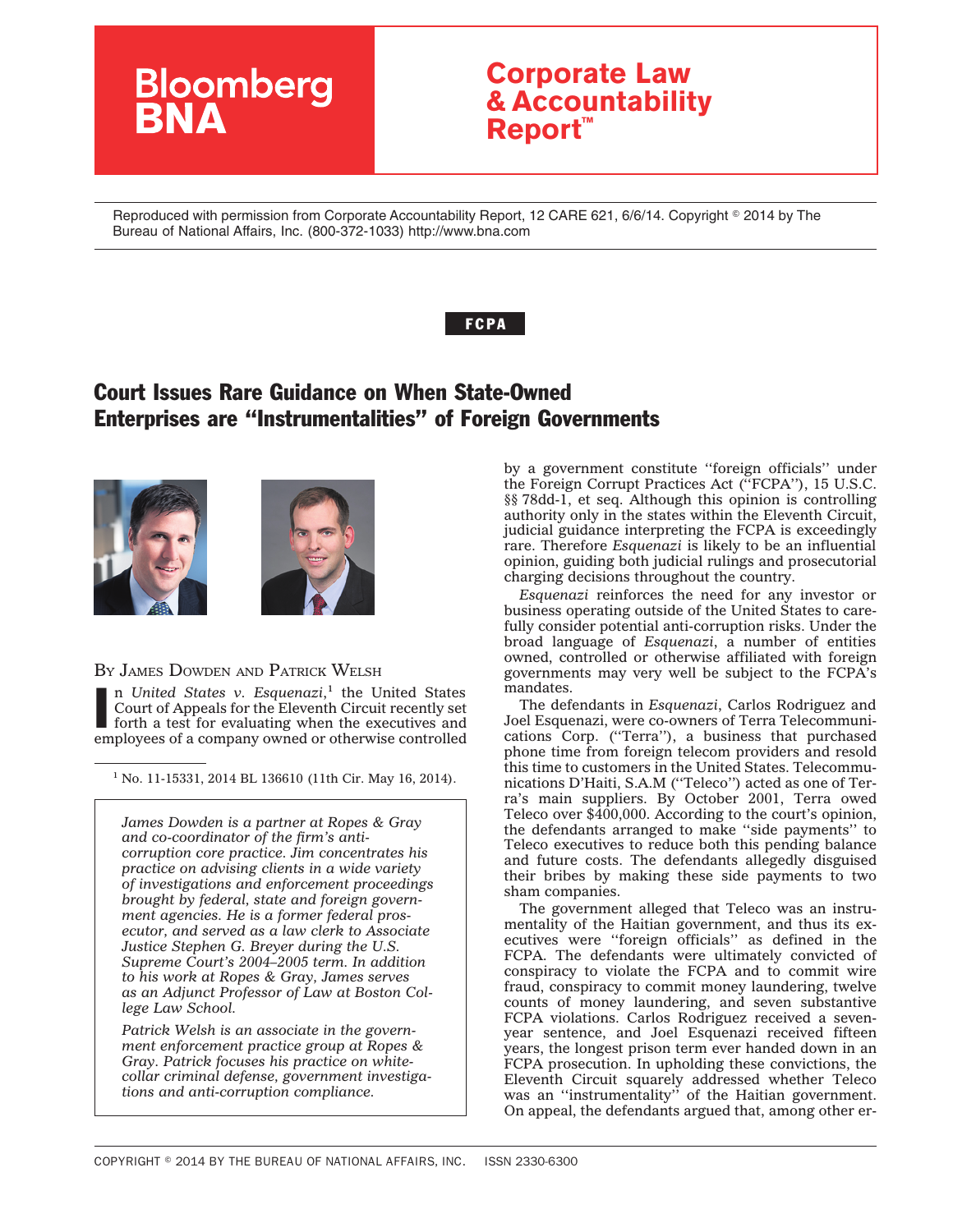Bloomberg BNA

**Corporate Law & Accountability Report™**

Reproduced with permission from Corporate Accountability Report, 12 CARE 621, 6/6/14. Copyright © 2014 by The Bureau of National Affairs, Inc. (800-372-1033) http://www.bna.com

**FCPA**

# Court Issues Rare Guidance on When State-Owned Enterprises are "Instrumentalities" of Foreign Governments

BY JAMES DOWDEN AND PATRICK WELSH

In *United States v. Esquenazi*,[1] the United States Court of Appeals for the Eleventh Circuit recently set forth a test for evaluating when the executives and employees of a company owned or otherwise controlled by a government constitute "foreign officials" under the Foreign Corrupt Practices Act ("FCPA"), 15 U.S.C. §§ 78dd-1, et seq. Although this opinion is controlling authority only in the states within the Eleventh Circuit, judicial guidance interpreting the FCPA is exceedingly rare. Therefore *Esquenazi* is likely to be an influential opinion, guiding both judicial rulings and prosecutorial charging decisions throughout the country.

*Esquenazi* reinforces the need for any investor or business operating outside of the United States to carefully consider potential anti-corruption risks. Under the broad language of *Esquenazi*, a number of entities owned, controlled or otherwise affiliated with foreign governments may very well be subject to the FCPA's mandates.

The defendants in *Esquenazi*, Carlos Rodriguez and Joel Esquenazi, were co-owners of Terra Telecommunications Corp. ("Terra"), a business that purchased phone time from foreign telecom providers and resold this time to customers in the United States. Telecommunications D'Haiti, S.A.M ("Teleco") acted as one of Terra's main suppliers. By October 2001, Terra owed Teleco over $400,000. According to the court's opinion, the defendants arranged to make "side payments" to Teleco executives to reduce both this pending balance and future costs. The defendants allegedly disguised their bribes by making these side payments to two sham companies.

The government alleged that Teleco was an instrumentality of the Haitian government, and thus its executives were "foreign officials" as defined in the FCPA. The defendants were ultimately convicted of conspiracy to violate the FCPA and to commit wire fraud, conspiracy to commit money laundering, twelve counts of money laundering, and seven substantive FCPA violations. Carlos Rodriguez received a seven-year sentence, and Joel Esquenazi received fifteen years, the longest prison term ever handed down in an FCPA prosecution. In upholding these convictions, the Eleventh Circuit squarely addressed whether Teleco was an "instrumentality" of the Haitian government. On appeal, the defendants argued that, among other er-

[1] No. 11-15331, 2014 BL 136610 (11th Cir. May 16, 2014).

*James Dowden is a partner at Ropes & Gray and co-coordinator of the firm's anti-corruption core practice. Jim concentrates his practice on advising clients in a wide variety of investigations and enforcement proceedings brought by federal, state and foreign government agencies. He is a former federal prosecutor, and served as a law clerk to Associate Justice Stephen G. Breyer during the U.S. Supreme Court's 2004–2005 term. In addition to his work at Ropes & Gray, James serves as an Adjunct Professor of Law at Boston College Law School.*

*Patrick Welsh is an associate in the government enforcement practice group at Ropes & Gray. Patrick focuses his practice on white-collar criminal defense, government investigations and anti-corruption compliance.*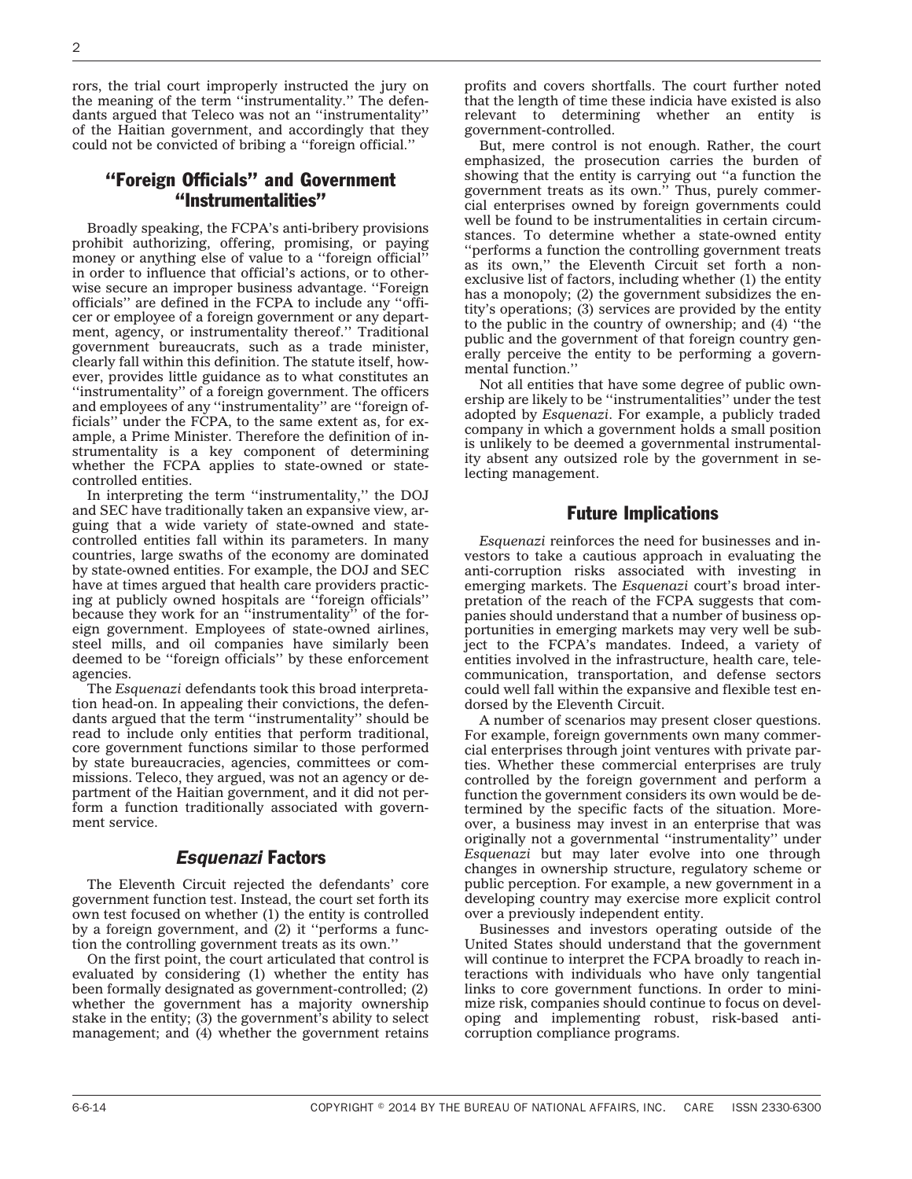rors, the trial court improperly instructed the jury on the meaning of the term ''instrumentality.'' The defendants argued that Teleco was not an ''instrumentality'' of the Haitian government, and accordingly that they could not be convicted of bribing a ''foreign official.''

## ''Foreign Officials'' and Government ''Instrumentalities''

Broadly speaking, the FCPA's anti-bribery provisions prohibit authorizing, offering, promising, or paying money or anything else of value to a ''foreign official'' in order to influence that official's actions, or to otherwise secure an improper business advantage. ''Foreign officials'' are defined in the FCPA to include any ''officer or employee of a foreign government or any department, agency, or instrumentality thereof.'' Traditional government bureaucrats, such as a trade minister, clearly fall within this definition. The statute itself, however, provides little guidance as to what constitutes an ''instrumentality'' of a foreign government. The officers and employees of any ''instrumentality'' are ''foreign officials'' under the FCPA, to the same extent as, for example, a Prime Minister. Therefore the definition of instrumentality is a key component of determining whether the FCPA applies to state-owned or state-controlled entities.

In interpreting the term ''instrumentality,'' the DOJ and SEC have traditionally taken an expansive view, arguing that a wide variety of state-owned and state-controlled entities fall within its parameters. In many countries, large swaths of the economy are dominated by state-owned entities. For example, the DOJ and SEC have at times argued that health care providers practicing at publicly owned hospitals are ''foreign officials'' because they work for an ''instrumentality'' of the foreign government. Employees of state-owned airlines, steel mills, and oil companies have similarly been deemed to be ''foreign officials'' by these enforcement agencies.

The *Esquenazi* defendants took this broad interpretation head-on. In appealing their convictions, the defendants argued that the term ''instrumentality'' should be read to include only entities that perform traditional, core government functions similar to those performed by state bureaucracies, agencies, committees or commissions. Teleco, they argued, was not an agency or department of the Haitian government, and it did not perform a function traditionally associated with government service.

## *Esquenazi* Factors

The Eleventh Circuit rejected the defendants' core government function test. Instead, the court set forth its own test focused on whether (1) the entity is controlled by a foreign government, and (2) it ''performs a function the controlling government treats as its own.''

On the first point, the court articulated that control is evaluated by considering (1) whether the entity has been formally designated as government-controlled; (2) whether the government has a majority ownership stake in the entity; (3) the government's ability to select management; and (4) whether the government retains profits and covers shortfalls. The court further noted that the length of time these indicia have existed is also relevant to determining whether an entity is government-controlled.

But, mere control is not enough. Rather, the court emphasized, the prosecution carries the burden of showing that the entity is carrying out ''a function the government treats as its own.'' Thus, purely commercial enterprises owned by foreign governments could well be found to be instrumentalities in certain circumstances. To determine whether a state-owned entity ''performs a function the controlling government treats as its own,'' the Eleventh Circuit set forth a non-exclusive list of factors, including whether (1) the entity has a monopoly; (2) the government subsidizes the entity's operations; (3) services are provided by the entity to the public in the country of ownership; and (4) ''the public and the government of that foreign country generally perceive the entity to be performing a governmental function.''

Not all entities that have some degree of public ownership are likely to be ''instrumentalities'' under the test adopted by *Esquenazi*. For example, a publicly traded company in which a government holds a small position is unlikely to be deemed a governmental instrumentality absent any outsized role by the government in selecting management.

## Future Implications

*Esquenazi* reinforces the need for businesses and investors to take a cautious approach in evaluating the anti-corruption risks associated with investing in emerging markets. The *Esquenazi* court's broad interpretation of the reach of the FCPA suggests that companies should understand that a number of business opportunities in emerging markets may very well be subject to the FCPA's mandates. Indeed, a variety of entities involved in the infrastructure, health care, telecommunication, transportation, and defense sectors could well fall within the expansive and flexible test endorsed by the Eleventh Circuit.

A number of scenarios may present closer questions. For example, foreign governments own many commercial enterprises through joint ventures with private parties. Whether these commercial enterprises are truly controlled by the foreign government and perform a function the government considers its own would be determined by the specific facts of the situation. Moreover, a business may invest in an enterprise that was originally not a governmental ''instrumentality'' under *Esquenazi* but may later evolve into one through changes in ownership structure, regulatory scheme or public perception. For example, a new government in a developing country may exercise more explicit control over a previously independent entity.

Businesses and investors operating outside of the United States should understand that the government will continue to interpret the FCPA broadly to reach interactions with individuals who have only tangential links to core government functions. In order to minimize risk, companies should continue to focus on developing and implementing robust, risk-based anti-corruption compliance programs.